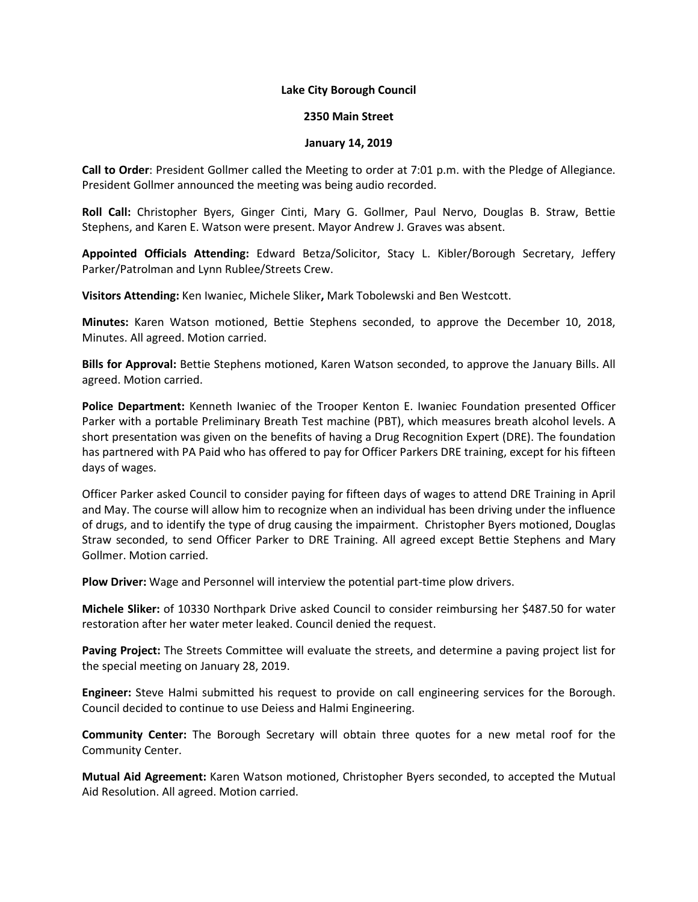**Lake City Borough Council**

**2350 Main Street**

**January 14, 2019**

**Call to Order**: President Gollmer called the Meeting to order at 7:01 p.m. with the Pledge of Allegiance. President Gollmer announced the meeting was being audio recorded.

**Roll Call:** Christopher Byers, Ginger Cinti, Mary G. Gollmer, Paul Nervo, Douglas B. Straw, Bettie Stephens, and Karen E. Watson were present. Mayor Andrew J. Graves was absent.

**Appointed Officials Attending:** Edward Betza/Solicitor, Stacy L. Kibler/Borough Secretary, Jeffery Parker/Patrolman and Lynn Rublee/Streets Crew.

**Visitors Attending:** Ken Iwaniec, Michele Sliker**,** Mark Tobolewski and Ben Westcott.

**Minutes:** Karen Watson motioned, Bettie Stephens seconded, to approve the December 10, 2018, Minutes. All agreed. Motion carried.

**Bills for Approval:** Bettie Stephens motioned, Karen Watson seconded, to approve the January Bills. All agreed. Motion carried.

**Police Department:** Kenneth Iwaniec of the Trooper Kenton E. Iwaniec Foundation presented Officer Parker with a portable Preliminary Breath Test machine (PBT), which measures breath alcohol levels. A short presentation was given on the benefits of having a Drug Recognition Expert (DRE). The foundation has partnered with PA Paid who has offered to pay for Officer Parkers DRE training, except for his fifteen days of wages.

Officer Parker asked Council to consider paying for fifteen days of wages to attend DRE Training in April and May. The course will allow him to recognize when an individual has been driving under the influence of drugs, and to identify the type of drug causing the impairment. Christopher Byers motioned, Douglas Straw seconded, to send Officer Parker to DRE Training. All agreed except Bettie Stephens and Mary Gollmer. Motion carried.

**Plow Driver:** Wage and Personnel will interview the potential part-time plow drivers.

**Michele Sliker:** of 10330 Northpark Drive asked Council to consider reimbursing her $487.50 for water restoration after her water meter leaked. Council denied the request.

**Paving Project:** The Streets Committee will evaluate the streets, and determine a paving project list for the special meeting on January 28, 2019.

**Engineer:** Steve Halmi submitted his request to provide on call engineering services for the Borough. Council decided to continue to use Deiess and Halmi Engineering.

**Community Center:** The Borough Secretary will obtain three quotes for a new metal roof for the Community Center.

**Mutual Aid Agreement:** Karen Watson motioned, Christopher Byers seconded, to accepted the Mutual Aid Resolution. All agreed. Motion carried.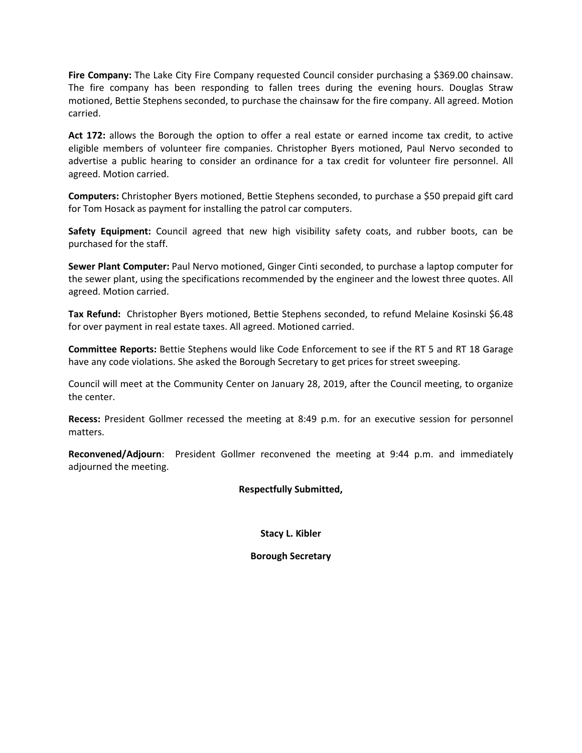**Fire Company:** The Lake City Fire Company requested Council consider purchasing a $369.00 chainsaw. The fire company has been responding to fallen trees during the evening hours. Douglas Straw motioned, Bettie Stephens seconded, to purchase the chainsaw for the fire company. All agreed. Motion carried.

**Act 172:** allows the Borough the option to offer a real estate or earned income tax credit, to active eligible members of volunteer fire companies. Christopher Byers motioned, Paul Nervo seconded to advertise a public hearing to consider an ordinance for a tax credit for volunteer fire personnel. All agreed. Motion carried.

**Computers:** Christopher Byers motioned, Bettie Stephens seconded, to purchase a $50 prepaid gift card for Tom Hosack as payment for installing the patrol car computers.

**Safety Equipment:** Council agreed that new high visibility safety coats, and rubber boots, can be purchased for the staff.

**Sewer Plant Computer:** Paul Nervo motioned, Ginger Cinti seconded, to purchase a laptop computer for the sewer plant, using the specifications recommended by the engineer and the lowest three quotes. All agreed. Motion carried.

**Tax Refund:** Christopher Byers motioned, Bettie Stephens seconded, to refund Melaine Kosinski $6.48 for over payment in real estate taxes. All agreed. Motioned carried.

**Committee Reports:** Bettie Stephens would like Code Enforcement to see if the RT 5 and RT 18 Garage have any code violations. She asked the Borough Secretary to get prices for street sweeping.

Council will meet at the Community Center on January 28, 2019, after the Council meeting, to organize the center.

**Recess:** President Gollmer recessed the meeting at 8:49 p.m. for an executive session for personnel matters.

**Reconvened/Adjourn**: President Gollmer reconvened the meeting at 9:44 p.m. and immediately adjourned the meeting.

**Respectfully Submitted,**

**Stacy L. Kibler**

**Borough Secretary**